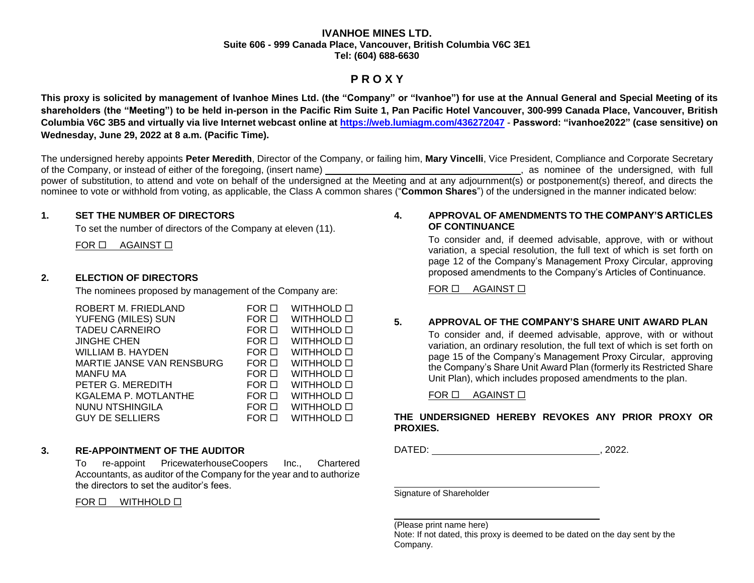**IVANHOE MINES LTD.**
**Suite 606 - 999 Canada Place, Vancouver, British Columbia V6C 3E1**
**Tel: (604) 688-6630**

# P R O X Y

**This proxy is solicited by management of Ivanhoe Mines Ltd. (the "Company" or "Ivanhoe") for use at the Annual General and Special Meeting of its shareholders (the "Meeting") to be held in-person in the Pacific Rim Suite 1, Pan Pacific Hotel Vancouver, 300-999 Canada Place, Vancouver, British Columbia V6C 3B5 and virtually via live Internet webcast online at https://web.lumiagm.com/436272047 - Password: "ivanhoe2022" (case sensitive) on Wednesday, June 29, 2022 at 8 a.m. (Pacific Time).**

The undersigned hereby appoints **Peter Meredith**, Director of the Company, or failing him, **Mary Vincelli**, Vice President, Compliance and Corporate Secretary of the Company, or instead of either of the foregoing, (insert name) ______________________________, as nominee of the undersigned, with full power of substitution, to attend and vote on behalf of the undersigned at the Meeting and at any adjournment(s) or postponement(s) thereof, and directs the nominee to vote or withhold from voting, as applicable, the Class A common shares ("**Common Shares**") of the undersigned in the manner indicated below:

**1. SET THE NUMBER OF DIRECTORS**

To set the number of directors of the Company at eleven (11).

FOR ☐ AGAINST ☐

**2. ELECTION OF DIRECTORS**

The nominees proposed by management of the Company are:

| | | |
|---|---|---|
| ROBERT M. FRIEDLAND | FOR ☐ | WITHHOLD ☐ |
| YUFENG (MILES) SUN | FOR ☐ | WITHHOLD ☐ |
| TADEU CARNEIRO | FOR ☐ | WITHHOLD ☐ |
| JINGHE CHEN | FOR ☐ | WITHHOLD ☐ |
| WILLIAM B. HAYDEN | FOR ☐ | WITHHOLD ☐ |
| MARTIE JANSE VAN RENSBURG | FOR ☐ | WITHHOLD ☐ |
| MANFU MA | FOR ☐ | WITHHOLD ☐ |
| PETER G. MEREDITH | FOR ☐ | WITHHOLD ☐ |
| KGALEMA P. MOTLANTHE | FOR ☐ | WITHHOLD ☐ |
| NUNU NTSHINGILA | FOR ☐ | WITHHOLD ☐ |
| GUY DE SELLIERS | FOR ☐ | WITHHOLD ☐ |

**3. RE-APPOINTMENT OF THE AUDITOR**

To re-appoint PricewaterhouseCoopers Inc., Chartered Accountants, as auditor of the Company for the year and to authorize the directors to set the auditor's fees.

FOR ☐ WITHHOLD ☐

**4. APPROVAL OF AMENDMENTS TO THE COMPANY'S ARTICLES OF CONTINUANCE**

To consider and, if deemed advisable, approve, with or without variation, a special resolution, the full text of which is set forth on page 12 of the Company's Management Proxy Circular, approving proposed amendments to the Company's Articles of Continuance.

FOR ☐ AGAINST ☐

**5. APPROVAL OF THE COMPANY'S SHARE UNIT AWARD PLAN**

To consider and, if deemed advisable, approve, with or without variation, an ordinary resolution, the full text of which is set forth on page 15 of the Company's Management Proxy Circular, approving the Company's Share Unit Award Plan (formerly its Restricted Share Unit Plan), which includes proposed amendments to the plan.

FOR ☐ AGAINST ☐

**THE UNDERSIGNED HEREBY REVOKES ANY PRIOR PROXY OR PROXIES.**

DATED: ______________________________, 2022.

______________________________
Signature of Shareholder

______________________________
(Please print name here)

Note: If not dated, this proxy is deemed to be dated on the day sent by the Company.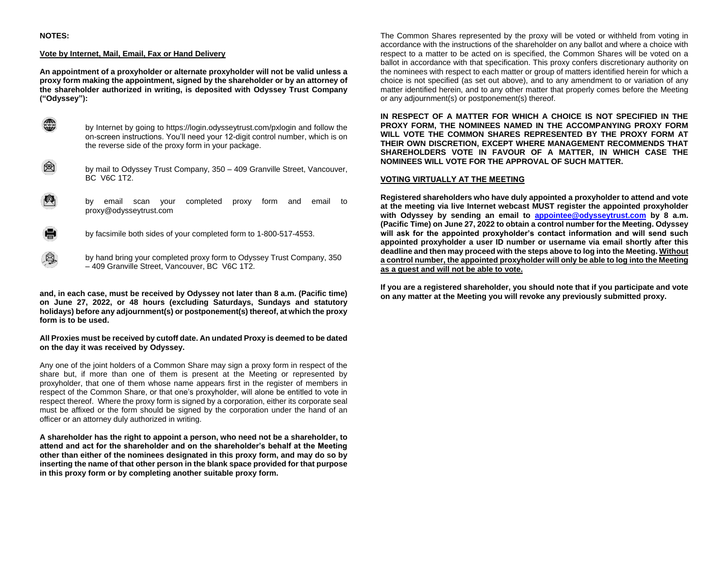**NOTES:**

**Vote by Internet, Mail, Email, Fax or Hand Delivery**

**An appointment of a proxyholder or alternate proxyholder will not be valid unless a proxy form making the appointment, signed by the shareholder or by an attorney of the shareholder authorized in writing, is deposited with Odyssey Trust Company ("Odyssey"):**

- by Internet by going to https://login.odysseytrust.com/pxlogin and follow the on-screen instructions. You'll need your 12-digit control number, which is on the reverse side of the proxy form in your package.
- by mail to Odyssey Trust Company, 350 – 409 Granville Street, Vancouver, BC V6C 1T2.
- by email scan your completed proxy form and email to proxy@odysseytrust.com
- by facsimile both sides of your completed form to 1-800-517-4553.
- by hand bring your completed proxy form to Odyssey Trust Company, 350 – 409 Granville Street, Vancouver, BC V6C 1T2.

**and, in each case, must be received by Odyssey not later than 8 a.m. (Pacific time) on June 27, 2022, or 48 hours (excluding Saturdays, Sundays and statutory holidays) before any adjournment(s) or postponement(s) thereof, at which the proxy form is to be used.**

**All Proxies must be received by cutoff date. An undated Proxy is deemed to be dated on the day it was received by Odyssey.**

Any one of the joint holders of a Common Share may sign a proxy form in respect of the share but, if more than one of them is present at the Meeting or represented by proxyholder, that one of them whose name appears first in the register of members in respect of the Common Share, or that one's proxyholder, will alone be entitled to vote in respect thereof. Where the proxy form is signed by a corporation, either its corporate seal must be affixed or the form should be signed by the corporation under the hand of an officer or an attorney duly authorized in writing.

**A shareholder has the right to appoint a person, who need not be a shareholder, to attend and act for the shareholder and on the shareholder's behalf at the Meeting other than either of the nominees designated in this proxy form, and may do so by inserting the name of that other person in the blank space provided for that purpose in this proxy form or by completing another suitable proxy form.**

The Common Shares represented by the proxy will be voted or withheld from voting in accordance with the instructions of the shareholder on any ballot and where a choice with respect to a matter to be acted on is specified, the Common Shares will be voted on a ballot in accordance with that specification. This proxy confers discretionary authority on the nominees with respect to each matter or group of matters identified herein for which a choice is not specified (as set out above), and to any amendment to or variation of any matter identified herein, and to any other matter that properly comes before the Meeting or any adjournment(s) or postponement(s) thereof.

**IN RESPECT OF A MATTER FOR WHICH A CHOICE IS NOT SPECIFIED IN THE PROXY FORM, THE NOMINEES NAMED IN THE ACCOMPANYING PROXY FORM WILL VOTE THE COMMON SHARES REPRESENTED BY THE PROXY FORM AT THEIR OWN DISCRETION, EXCEPT WHERE MANAGEMENT RECOMMENDS THAT SHAREHOLDERS VOTE IN FAVOUR OF A MATTER, IN WHICH CASE THE NOMINEES WILL VOTE FOR THE APPROVAL OF SUCH MATTER.**

**VOTING VIRTUALLY AT THE MEETING**

**Registered shareholders who have duly appointed a proxyholder to attend and vote at the meeting via live Internet webcast MUST register the appointed proxyholder with Odyssey by sending an email to appointee@odysseytrust.com by 8 a.m. (Pacific Time) on June 27, 2022 to obtain a control number for the Meeting. Odyssey will ask for the appointed proxyholder's contact information and will send such appointed proxyholder a user ID number or username via email shortly after this deadline and then may proceed with the steps above to log into the Meeting. Without a control number, the appointed proxyholder will only be able to log into the Meeting as a guest and will not be able to vote.**

**If you are a registered shareholder, you should note that if you participate and vote on any matter at the Meeting you will revoke any previously submitted proxy.**